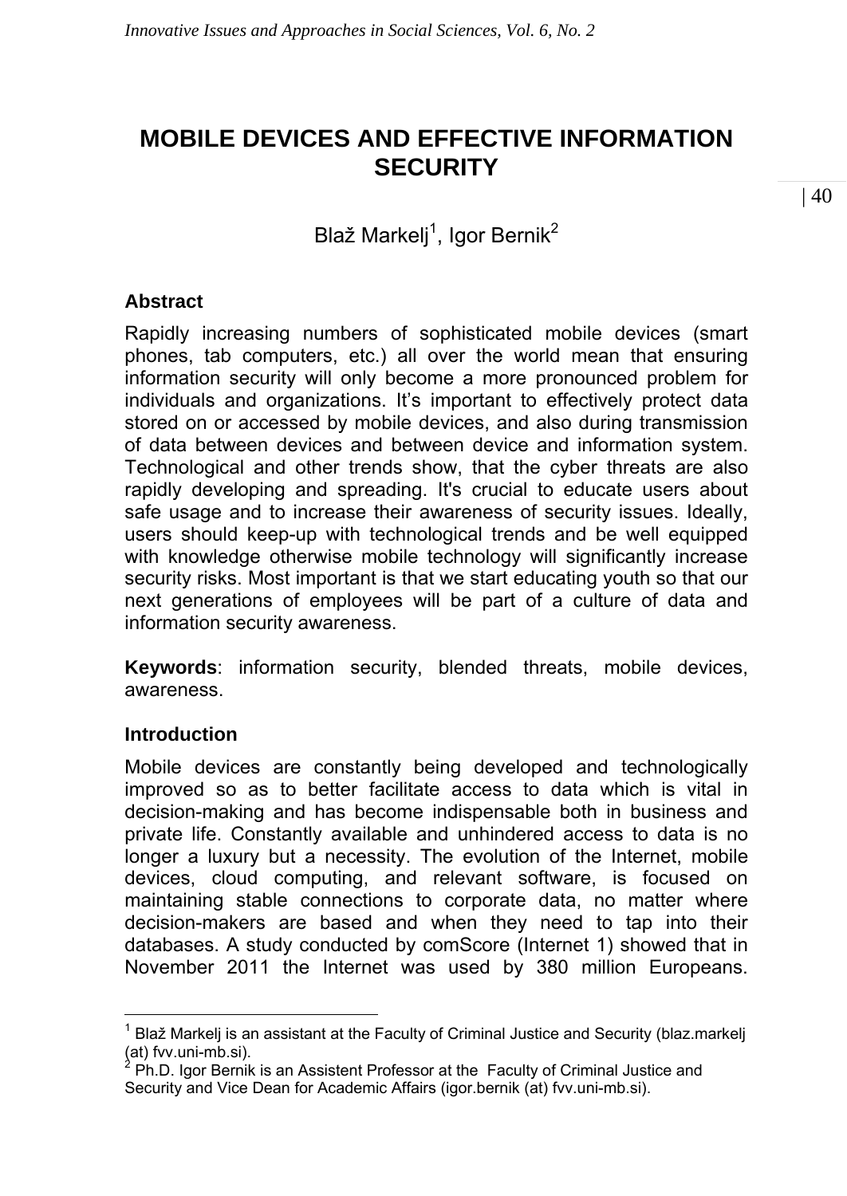# MOBILE DEVICES AND EFFECTIVE INFORMATION SECURITY

Blaž Markelj[1], Igor Bernik[2]

## Abstract

Rapidly increasing numbers of sophisticated mobile devices (smart phones, tab computers, etc.) all over the world mean that ensuring information security will only become a more pronounced problem for individuals and organizations. It's important to effectively protect data stored on or accessed by mobile devices, and also during transmission of data between devices and between device and information system. Technological and other trends show, that the cyber threats are also rapidly developing and spreading. It's crucial to educate users about safe usage and to increase their awareness of security issues. Ideally, users should keep-up with technological trends and be well equipped with knowledge otherwise mobile technology will significantly increase security risks. Most important is that we start educating youth so that our next generations of employees will be part of a culture of data and information security awareness.

**Keywords**: information security, blended threats, mobile devices, awareness.

## Introduction

Mobile devices are constantly being developed and technologically improved so as to better facilitate access to data which is vital in decision-making and has become indispensable both in business and private life. Constantly available and unhindered access to data is no longer a luxury but a necessity. The evolution of the Internet, mobile devices, cloud computing, and relevant software, is focused on maintaining stable connections to corporate data, no matter where decision-makers are based and when they need to tap into their databases. A study conducted by comScore (Internet 1) showed that in November 2011 the Internet was used by 380 million Europeans.

---

[1] Blaž Markelj is an assistant at the Faculty of Criminal Justice and Security (blaz.markelj (at) fvv.uni-mb.si).

[2] Ph.D. Igor Bernik is an Assistent Professor at the Faculty of Criminal Justice and Security and Vice Dean for Academic Affairs (igor.bernik (at) fvv.uni-mb.si).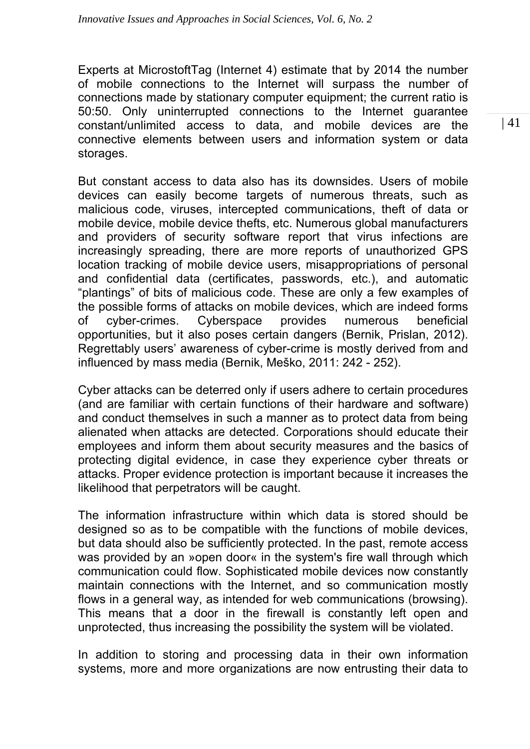Experts at MicrostoftTag (Internet 4) estimate that by 2014 the number of mobile connections to the Internet will surpass the number of connections made by stationary computer equipment; the current ratio is 50:50. Only uninterrupted connections to the Internet guarantee constant/unlimited access to data, and mobile devices are the connective elements between users and information system or data storages.

But constant access to data also has its downsides. Users of mobile devices can easily become targets of numerous threats, such as malicious code, viruses, intercepted communications, theft of data or mobile device, mobile device thefts, etc. Numerous global manufacturers and providers of security software report that virus infections are increasingly spreading, there are more reports of unauthorized GPS location tracking of mobile device users, misappropriations of personal and confidential data (certificates, passwords, etc.), and automatic "plantings" of bits of malicious code. These are only a few examples of the possible forms of attacks on mobile devices, which are indeed forms of cyber-crimes. Cyberspace provides numerous beneficial opportunities, but it also poses certain dangers (Bernik, Prislan, 2012). Regrettably users' awareness of cyber-crime is mostly derived from and influenced by mass media (Bernik, Meško, 2011: 242 - 252).

Cyber attacks can be deterred only if users adhere to certain procedures (and are familiar with certain functions of their hardware and software) and conduct themselves in such a manner as to protect data from being alienated when attacks are detected. Corporations should educate their employees and inform them about security measures and the basics of protecting digital evidence, in case they experience cyber threats or attacks. Proper evidence protection is important because it increases the likelihood that perpetrators will be caught.

The information infrastructure within which data is stored should be designed so as to be compatible with the functions of mobile devices, but data should also be sufficiently protected. In the past, remote access was provided by an »open door« in the system's fire wall through which communication could flow. Sophisticated mobile devices now constantly maintain connections with the Internet, and so communication mostly flows in a general way, as intended for web communications (browsing). This means that a door in the firewall is constantly left open and unprotected, thus increasing the possibility the system will be violated.

In addition to storing and processing data in their own information systems, more and more organizations are now entrusting their data to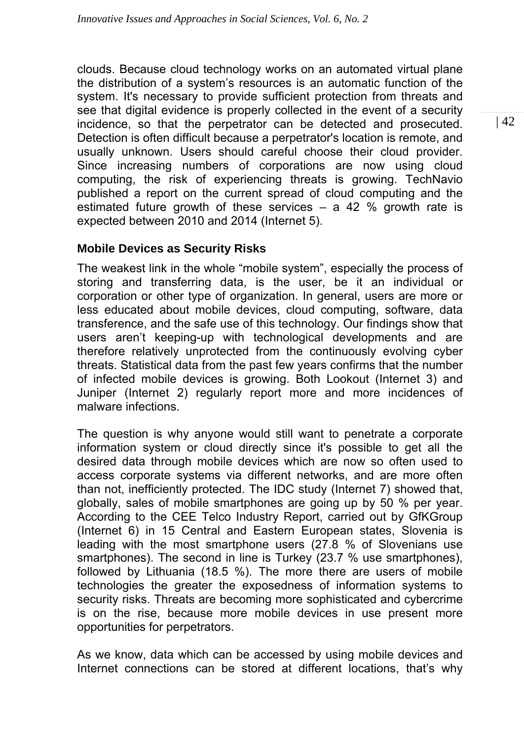clouds. Because cloud technology works on an automated virtual plane the distribution of a system's resources is an automatic function of the system. It's necessary to provide sufficient protection from threats and see that digital evidence is properly collected in the event of a security incidence, so that the perpetrator can be detected and prosecuted. Detection is often difficult because a perpetrator's location is remote, and usually unknown. Users should careful choose their cloud provider. Since increasing numbers of corporations are now using cloud computing, the risk of experiencing threats is growing. TechNavio published a report on the current spread of cloud computing and the estimated future growth of these services – a 42 % growth rate is expected between 2010 and 2014 (Internet 5).

### Mobile Devices as Security Risks

The weakest link in the whole "mobile system", especially the process of storing and transferring data, is the user, be it an individual or corporation or other type of organization. In general, users are more or less educated about mobile devices, cloud computing, software, data transference, and the safe use of this technology. Our findings show that users aren't keeping-up with technological developments and are therefore relatively unprotected from the continuously evolving cyber threats. Statistical data from the past few years confirms that the number of infected mobile devices is growing. Both Lookout (Internet 3) and Juniper (Internet 2) regularly report more and more incidences of malware infections.

The question is why anyone would still want to penetrate a corporate information system or cloud directly since it's possible to get all the desired data through mobile devices which are now so often used to access corporate systems via different networks, and are more often than not, inefficiently protected. The IDC study (Internet 7) showed that, globally, sales of mobile smartphones are going up by 50 % per year. According to the CEE Telco Industry Report, carried out by GfKGroup (Internet 6) in 15 Central and Eastern European states, Slovenia is leading with the most smartphone users (27.8 % of Slovenians use smartphones). The second in line is Turkey (23.7 % use smartphones), followed by Lithuania (18.5 %). The more there are users of mobile technologies the greater the exposedness of information systems to security risks. Threats are becoming more sophisticated and cybercrime is on the rise, because more mobile devices in use present more opportunities for perpetrators.

As we know, data which can be accessed by using mobile devices and Internet connections can be stored at different locations, that's why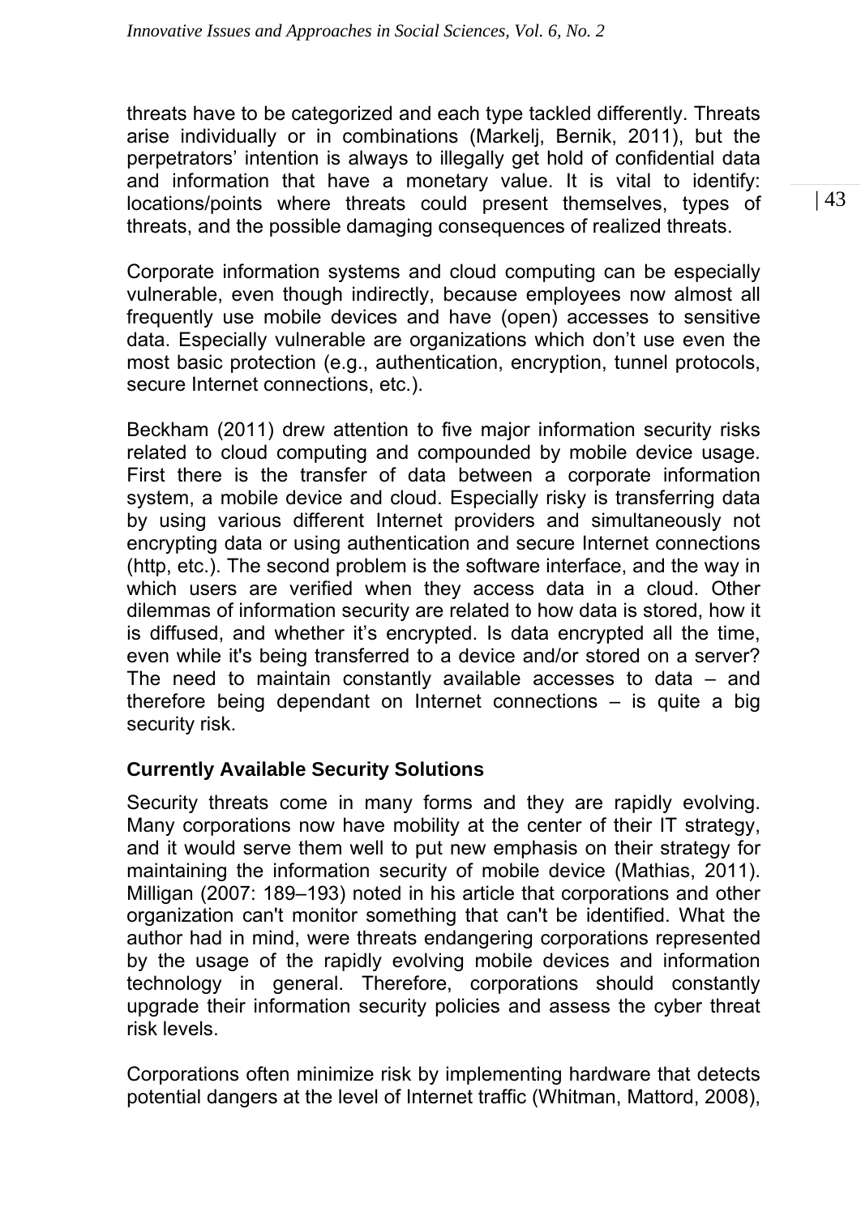threats have to be categorized and each type tackled differently. Threats arise individually or in combinations (Markelj, Bernik, 2011), but the perpetrators' intention is always to illegally get hold of confidential data and information that have a monetary value. It is vital to identify: locations/points where threats could present themselves, types of threats, and the possible damaging consequences of realized threats.

Corporate information systems and cloud computing can be especially vulnerable, even though indirectly, because employees now almost all frequently use mobile devices and have (open) accesses to sensitive data. Especially vulnerable are organizations which don't use even the most basic protection (e.g., authentication, encryption, tunnel protocols, secure Internet connections, etc.).

Beckham (2011) drew attention to five major information security risks related to cloud computing and compounded by mobile device usage. First there is the transfer of data between a corporate information system, a mobile device and cloud. Especially risky is transferring data by using various different Internet providers and simultaneously not encrypting data or using authentication and secure Internet connections (http, etc.). The second problem is the software interface, and the way in which users are verified when they access data in a cloud. Other dilemmas of information security are related to how data is stored, how it is diffused, and whether it's encrypted. Is data encrypted all the time, even while it's being transferred to a device and/or stored on a server? The need to maintain constantly available accesses to data – and therefore being dependant on Internet connections – is quite a big security risk.

## Currently Available Security Solutions

Security threats come in many forms and they are rapidly evolving. Many corporations now have mobility at the center of their IT strategy, and it would serve them well to put new emphasis on their strategy for maintaining the information security of mobile device (Mathias, 2011). Milligan (2007: 189–193) noted in his article that corporations and other organization can't monitor something that can't be identified. What the author had in mind, were threats endangering corporations represented by the usage of the rapidly evolving mobile devices and information technology in general. Therefore, corporations should constantly upgrade their information security policies and assess the cyber threat risk levels.

Corporations often minimize risk by implementing hardware that detects potential dangers at the level of Internet traffic (Whitman, Mattord, 2008),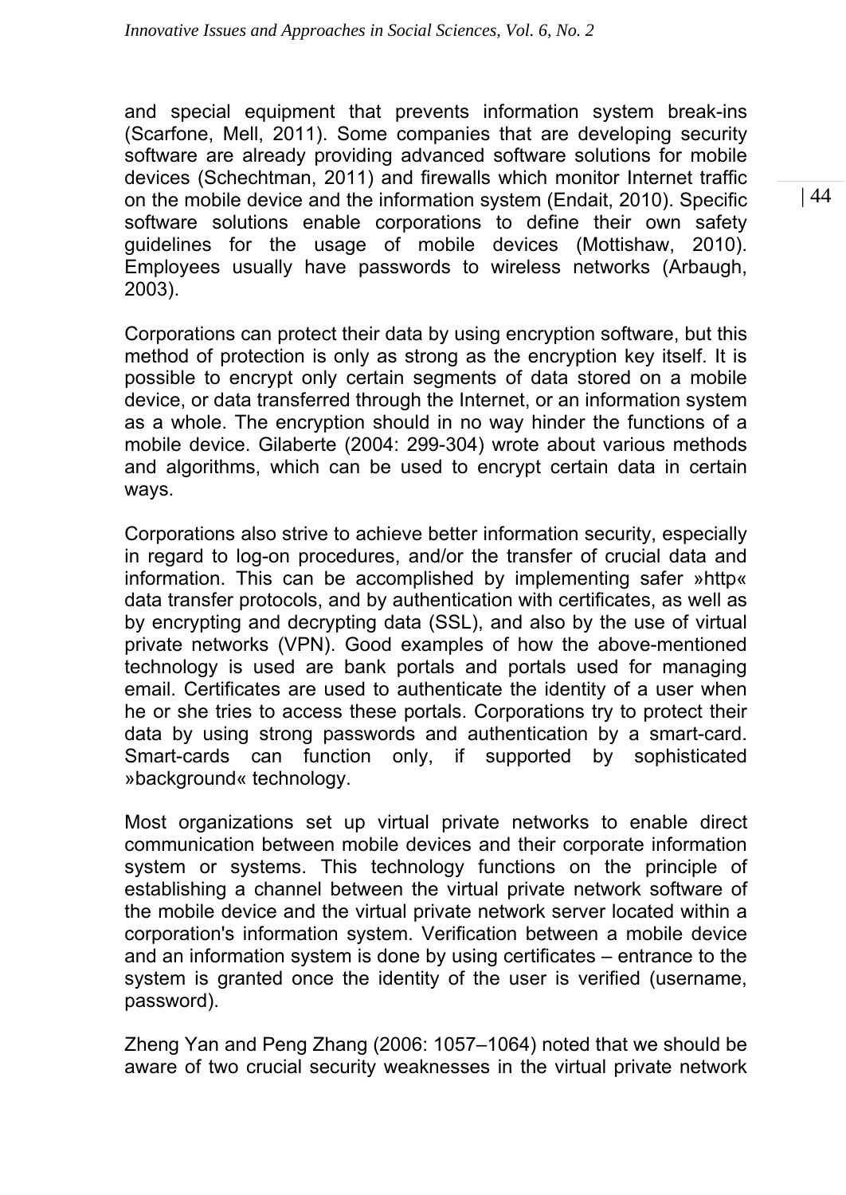and special equipment that prevents information system break-ins (Scarfone, Mell, 2011). Some companies that are developing security software are already providing advanced software solutions for mobile devices (Schechtman, 2011) and firewalls which monitor Internet traffic on the mobile device and the information system (Endait, 2010). Specific software solutions enable corporations to define their own safety guidelines for the usage of mobile devices (Mottishaw, 2010). Employees usually have passwords to wireless networks (Arbaugh, 2003).

Corporations can protect their data by using encryption software, but this method of protection is only as strong as the encryption key itself. It is possible to encrypt only certain segments of data stored on a mobile device, or data transferred through the Internet, or an information system as a whole. The encryption should in no way hinder the functions of a mobile device. Gilaberte (2004: 299-304) wrote about various methods and algorithms, which can be used to encrypt certain data in certain ways.

Corporations also strive to achieve better information security, especially in regard to log-on procedures, and/or the transfer of crucial data and information. This can be accomplished by implementing safer »http« data transfer protocols, and by authentication with certificates, as well as by encrypting and decrypting data (SSL), and also by the use of virtual private networks (VPN). Good examples of how the above-mentioned technology is used are bank portals and portals used for managing email. Certificates are used to authenticate the identity of a user when he or she tries to access these portals. Corporations try to protect their data by using strong passwords and authentication by a smart-card. Smart-cards can function only, if supported by sophisticated »background« technology.

Most organizations set up virtual private networks to enable direct communication between mobile devices and their corporate information system or systems. This technology functions on the principle of establishing a channel between the virtual private network software of the mobile device and the virtual private network server located within a corporation's information system. Verification between a mobile device and an information system is done by using certificates – entrance to the system is granted once the identity of the user is verified (username, password).

Zheng Yan and Peng Zhang (2006: 1057–1064) noted that we should be aware of two crucial security weaknesses in the virtual private network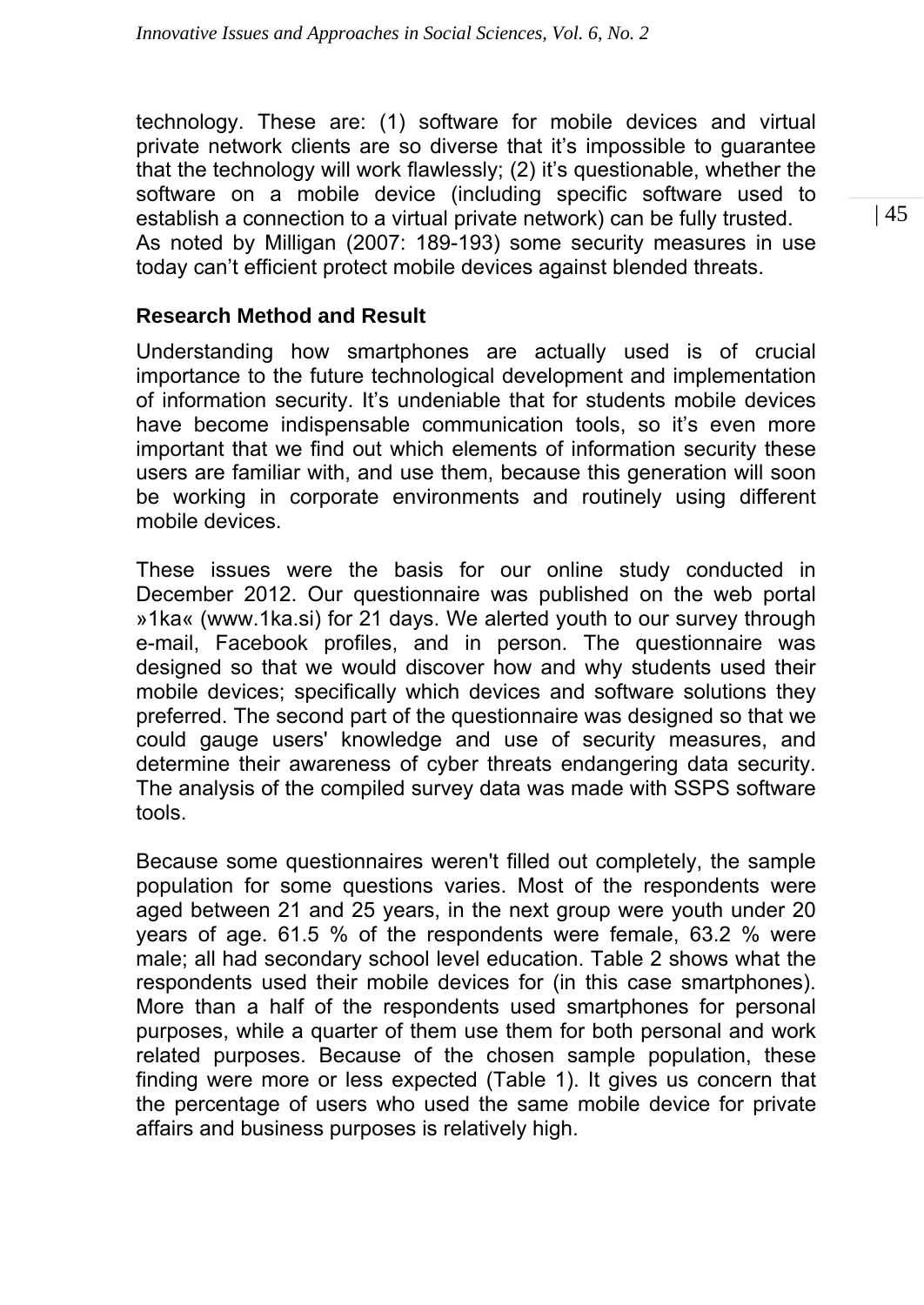technology. These are: (1) software for mobile devices and virtual private network clients are so diverse that it's impossible to guarantee that the technology will work flawlessly; (2) it's questionable, whether the software on a mobile device (including specific software used to establish a connection to a virtual private network) can be fully trusted. As noted by Milligan (2007: 189-193) some security measures in use today can't efficient protect mobile devices against blended threats.

## Research Method and Result

Understanding how smartphones are actually used is of crucial importance to the future technological development and implementation of information security. It's undeniable that for students mobile devices have become indispensable communication tools, so it's even more important that we find out which elements of information security these users are familiar with, and use them, because this generation will soon be working in corporate environments and routinely using different mobile devices.

These issues were the basis for our online study conducted in December 2012. Our questionnaire was published on the web portal »1ka« (www.1ka.si) for 21 days. We alerted youth to our survey through e-mail, Facebook profiles, and in person. The questionnaire was designed so that we would discover how and why students used their mobile devices; specifically which devices and software solutions they preferred. The second part of the questionnaire was designed so that we could gauge users' knowledge and use of security measures, and determine their awareness of cyber threats endangering data security. The analysis of the compiled survey data was made with SSPS software tools.

Because some questionnaires weren't filled out completely, the sample population for some questions varies. Most of the respondents were aged between 21 and 25 years, in the next group were youth under 20 years of age. 61.5 % of the respondents were female, 63.2 % were male; all had secondary school level education. Table 2 shows what the respondents used their mobile devices for (in this case smartphones). More than a half of the respondents used smartphones for personal purposes, while a quarter of them use them for both personal and work related purposes. Because of the chosen sample population, these finding were more or less expected (Table 1). It gives us concern that the percentage of users who used the same mobile device for private affairs and business purposes is relatively high.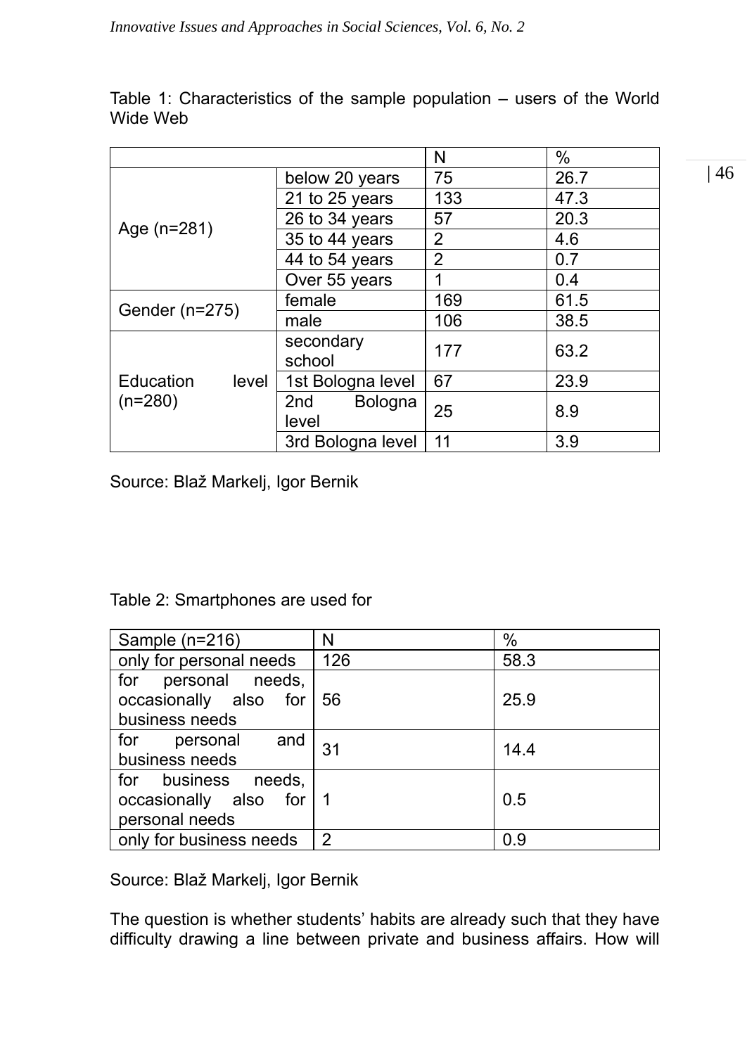Table 1: Characteristics of the sample population – users of the World Wide Web

| | | N | % |
|---|---|---|---|
| Age (n=281) | below 20 years | 75 | 26.7 |
| | 21 to 25 years | 133 | 47.3 |
| | 26 to 34 years | 57 | 20.3 |
| | 35 to 44 years | 2 | 4.6 |
| | 44 to 54 years | 2 | 0.7 |
| | Over 55 years | 1 | 0.4 |
| Gender (n=275) | female | 169 | 61.5 |
| | male | 106 | 38.5 |
| Education level (n=280) | secondary school | 177 | 63.2 |
| | 1st Bologna level | 67 | 23.9 |
| | 2nd Bologna level | 25 | 8.9 |
| | 3rd Bologna level | 11 | 3.9 |

Source: Blaž Markelj, Igor Bernik

Table 2: Smartphones are used for

| Sample (n=216) | N | % |
|---|---|---|
| only for personal needs | 126 | 58.3 |
| for personal needs, occasionally also for business needs | 56 | 25.9 |
| for personal and business needs | 31 | 14.4 |
| for business needs, occasionally also for personal needs | 1 | 0.5 |
| only for business needs | 2 | 0.9 |

Source: Blaž Markelj, Igor Bernik

The question is whether students' habits are already such that they have difficulty drawing a line between private and business affairs. How will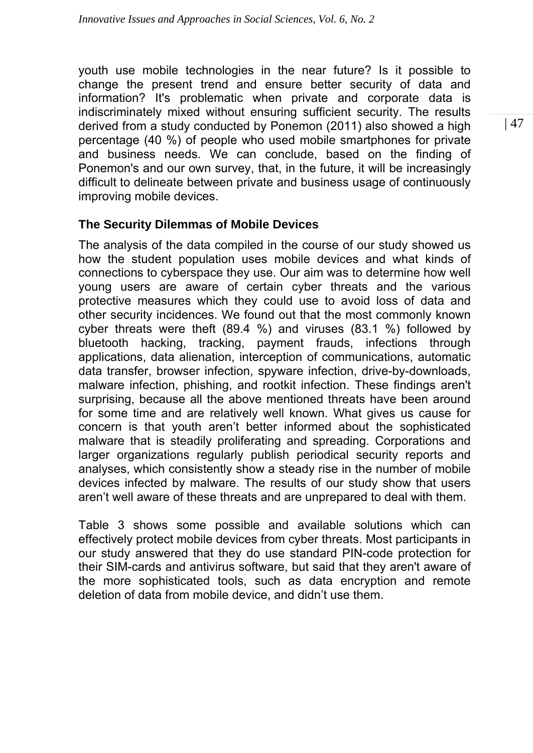youth use mobile technologies in the near future? Is it possible to change the present trend and ensure better security of data and information? It's problematic when private and corporate data is indiscriminately mixed without ensuring sufficient security. The results derived from a study conducted by Ponemon (2011) also showed a high percentage (40 %) of people who used mobile smartphones for private and business needs. We can conclude, based on the finding of Ponemon's and our own survey, that, in the future, it will be increasingly difficult to delineate between private and business usage of continuously improving mobile devices.

## The Security Dilemmas of Mobile Devices

The analysis of the data compiled in the course of our study showed us how the student population uses mobile devices and what kinds of connections to cyberspace they use. Our aim was to determine how well young users are aware of certain cyber threats and the various protective measures which they could use to avoid loss of data and other security incidences. We found out that the most commonly known cyber threats were theft (89.4 %) and viruses (83.1 %) followed by bluetooth hacking, tracking, payment frauds, infections through applications, data alienation, interception of communications, automatic data transfer, browser infection, spyware infection, drive-by-downloads, malware infection, phishing, and rootkit infection. These findings aren't surprising, because all the above mentioned threats have been around for some time and are relatively well known. What gives us cause for concern is that youth aren't better informed about the sophisticated malware that is steadily proliferating and spreading. Corporations and larger organizations regularly publish periodical security reports and analyses, which consistently show a steady rise in the number of mobile devices infected by malware. The results of our study show that users aren't well aware of these threats and are unprepared to deal with them.

Table 3 shows some possible and available solutions which can effectively protect mobile devices from cyber threats. Most participants in our study answered that they do use standard PIN-code protection for their SIM-cards and antivirus software, but said that they aren't aware of the more sophisticated tools, such as data encryption and remote deletion of data from mobile device, and didn't use them.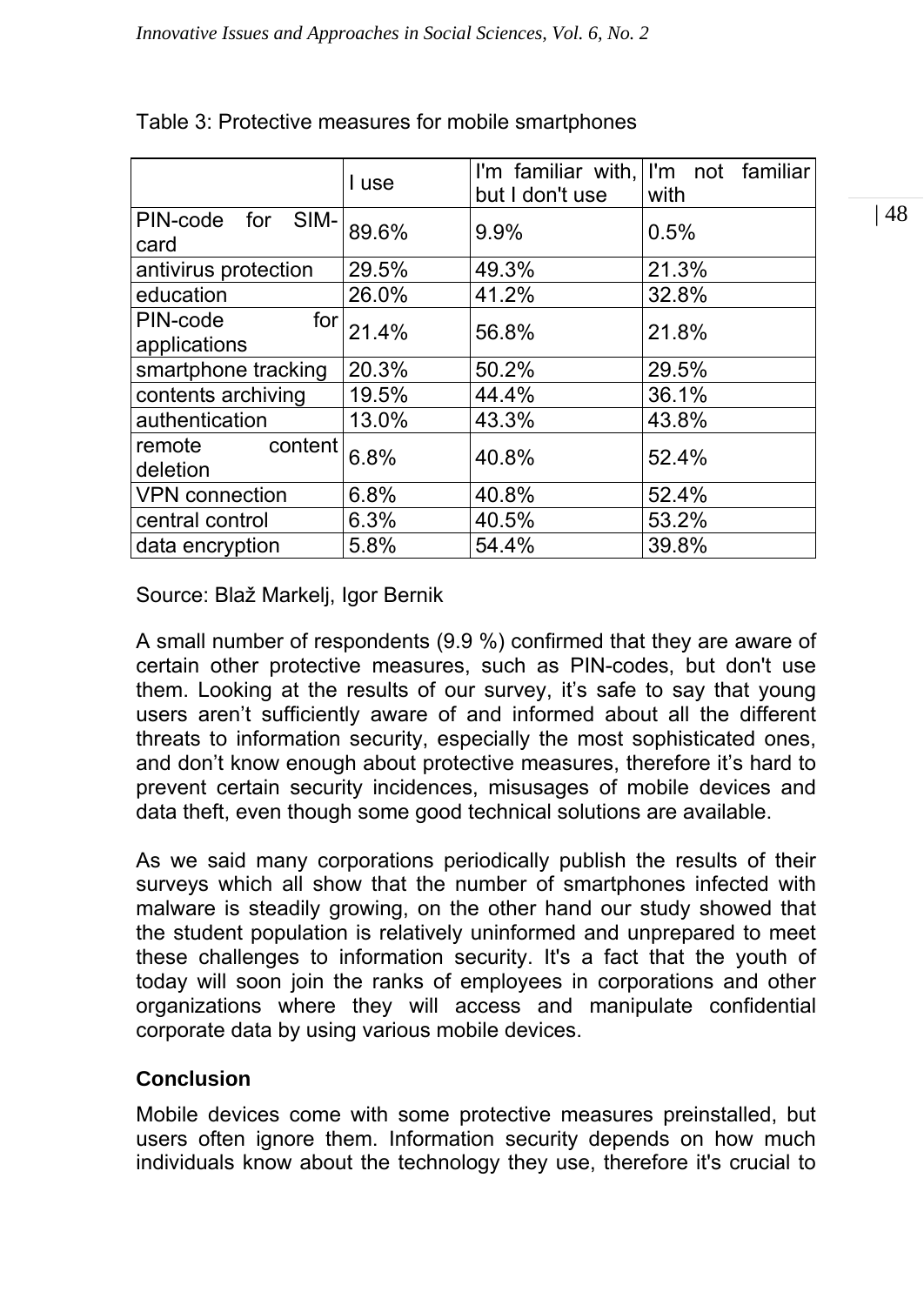Table 3: Protective measures for mobile smartphones

|  | I use | I'm familiar with, but I don't use | I'm not familiar with |
| --- | --- | --- | --- |
| PIN-code for SIM-card | 89.6% | 9.9% | 0.5% |
| antivirus protection | 29.5% | 49.3% | 21.3% |
| education | 26.0% | 41.2% | 32.8% |
| PIN-code for applications | 21.4% | 56.8% | 21.8% |
| smartphone tracking | 20.3% | 50.2% | 29.5% |
| contents archiving | 19.5% | 44.4% | 36.1% |
| authentication | 13.0% | 43.3% | 43.8% |
| remote content deletion | 6.8% | 40.8% | 52.4% |
| VPN connection | 6.8% | 40.8% | 52.4% |
| central control | 6.3% | 40.5% | 53.2% |
| data encryption | 5.8% | 54.4% | 39.8% |

Source: Blaž Markelj, Igor Bernik

A small number of respondents (9.9 %) confirmed that they are aware of certain other protective measures, such as PIN-codes, but don't use them. Looking at the results of our survey, it's safe to say that young users aren't sufficiently aware of and informed about all the different threats to information security, especially the most sophisticated ones, and don't know enough about protective measures, therefore it's hard to prevent certain security incidences, misusages of mobile devices and data theft, even though some good technical solutions are available.

As we said many corporations periodically publish the results of their surveys which all show that the number of smartphones infected with malware is steadily growing, on the other hand our study showed that the student population is relatively uninformed and unprepared to meet these challenges to information security. It's a fact that the youth of today will soon join the ranks of employees in corporations and other organizations where they will access and manipulate confidential corporate data by using various mobile devices.

## Conclusion

Mobile devices come with some protective measures preinstalled, but users often ignore them. Information security depends on how much individuals know about the technology they use, therefore it's crucial to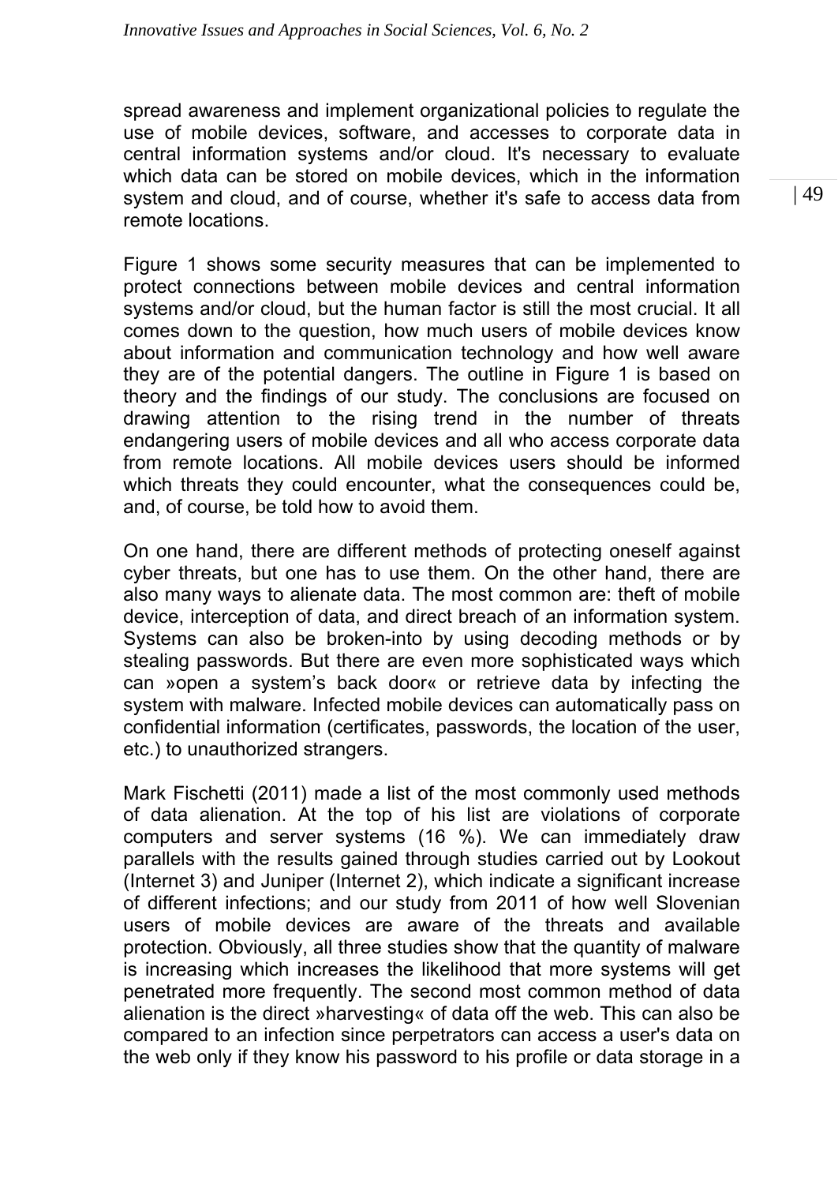spread awareness and implement organizational policies to regulate the use of mobile devices, software, and accesses to corporate data in central information systems and/or cloud. It's necessary to evaluate which data can be stored on mobile devices, which in the information system and cloud, and of course, whether it's safe to access data from remote locations.

Figure 1 shows some security measures that can be implemented to protect connections between mobile devices and central information systems and/or cloud, but the human factor is still the most crucial. It all comes down to the question, how much users of mobile devices know about information and communication technology and how well aware they are of the potential dangers. The outline in Figure 1 is based on theory and the findings of our study. The conclusions are focused on drawing attention to the rising trend in the number of threats endangering users of mobile devices and all who access corporate data from remote locations. All mobile devices users should be informed which threats they could encounter, what the consequences could be, and, of course, be told how to avoid them.

On one hand, there are different methods of protecting oneself against cyber threats, but one has to use them. On the other hand, there are also many ways to alienate data. The most common are: theft of mobile device, interception of data, and direct breach of an information system. Systems can also be broken-into by using decoding methods or by stealing passwords. But there are even more sophisticated ways which can »open a system's back door« or retrieve data by infecting the system with malware. Infected mobile devices can automatically pass on confidential information (certificates, passwords, the location of the user, etc.) to unauthorized strangers.

Mark Fischetti (2011) made a list of the most commonly used methods of data alienation. At the top of his list are violations of corporate computers and server systems (16 %). We can immediately draw parallels with the results gained through studies carried out by Lookout (Internet 3) and Juniper (Internet 2), which indicate a significant increase of different infections; and our study from 2011 of how well Slovenian users of mobile devices are aware of the threats and available protection. Obviously, all three studies show that the quantity of malware is increasing which increases the likelihood that more systems will get penetrated more frequently. The second most common method of data alienation is the direct »harvesting« of data off the web. This can also be compared to an infection since perpetrators can access a user's data on the web only if they know his password to his profile or data storage in a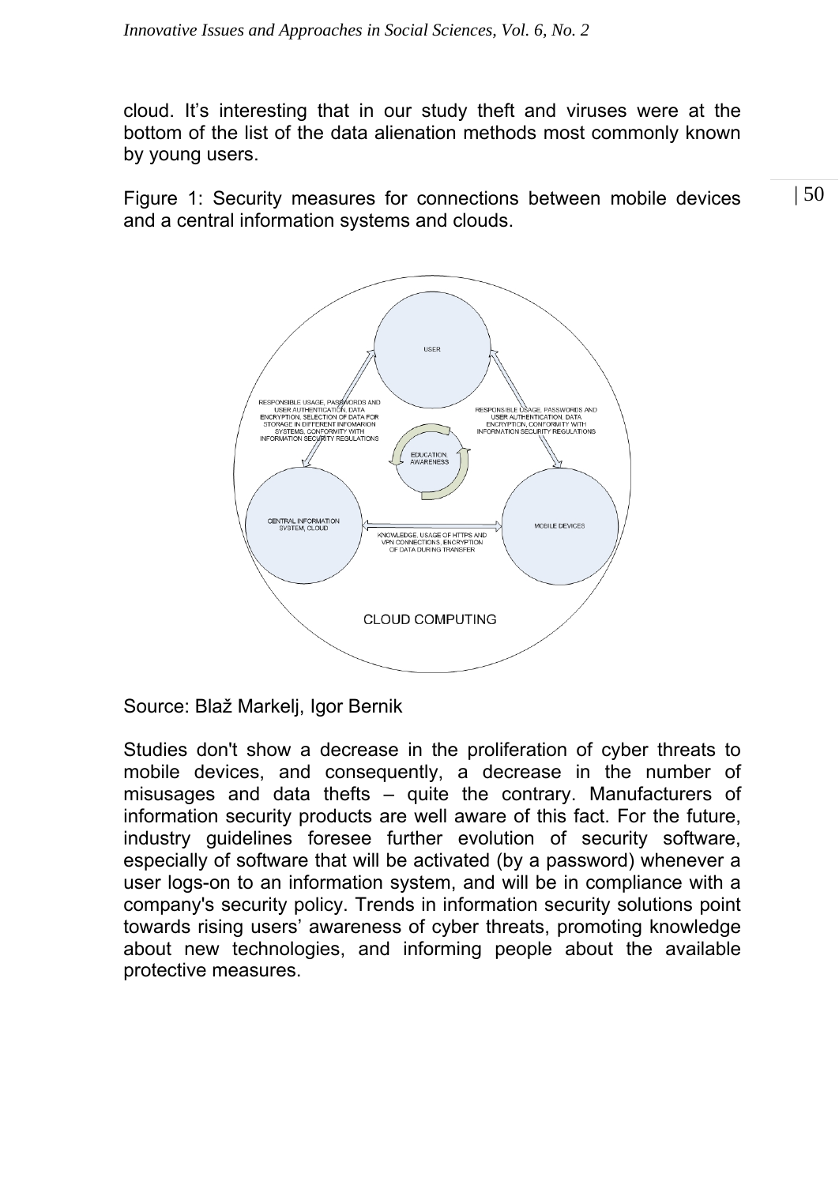cloud. It's interesting that in our study theft and viruses were at the bottom of the list of the data alienation methods most commonly known by young users.

Figure 1: Security measures for connections between mobile devices and a central information systems and clouds.

Source: Blaž Markelj, Igor Bernik

Studies don't show a decrease in the proliferation of cyber threats to mobile devices, and consequently, a decrease in the number of misusages and data thefts – quite the contrary. Manufacturers of information security products are well aware of this fact. For the future, industry guidelines foresee further evolution of security software, especially of software that will be activated (by a password) whenever a user logs-on to an information system, and will be in compliance with a company's security policy. Trends in information security solutions point towards rising users' awareness of cyber threats, promoting knowledge about new technologies, and informing people about the available protective measures.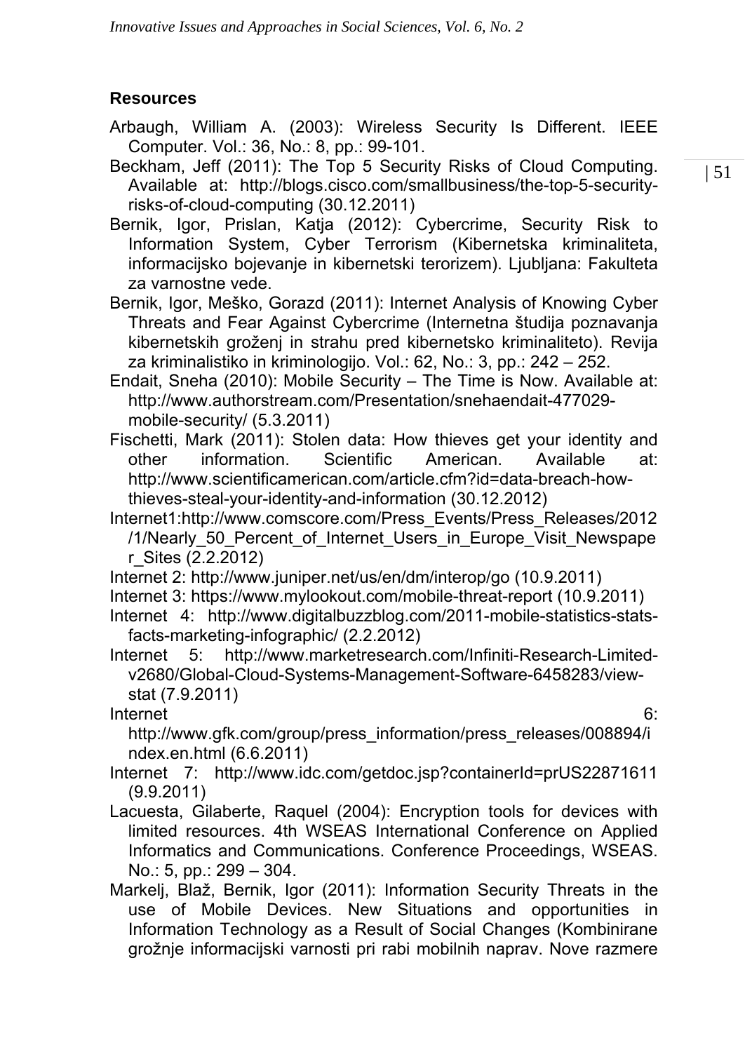### Resources

Arbaugh, William A. (2003): Wireless Security Is Different. IEEE Computer. Vol.: 36, No.: 8, pp.: 99-101.

Beckham, Jeff (2011): The Top 5 Security Risks of Cloud Computing. Available at: http://blogs.cisco.com/smallbusiness/the-top-5-security-risks-of-cloud-computing (30.12.2011)

Bernik, Igor, Prislan, Katja (2012): Cybercrime, Security Risk to Information System, Cyber Terrorism (Kibernetska kriminaliteta, informacijsko bojevanje in kibernetski terorizem). Ljubljana: Fakulteta za varnostne vede.

Bernik, Igor, Meško, Gorazd (2011): Internet Analysis of Knowing Cyber Threats and Fear Against Cybercrime (Internetna študija poznavanja kibernetskih groženj in strahu pred kibernetsko kriminaliteto). Revija za kriminalistiko in kriminologijo. Vol.: 62, No.: 3, pp.: 242 – 252.

Endait, Sneha (2010): Mobile Security – The Time is Now. Available at: http://www.authorstream.com/Presentation/snehaendait-477029-mobile-security/ (5.3.2011)

Fischetti, Mark (2011): Stolen data: How thieves get your identity and other information. Scientific American. Available at: http://www.scientificamerican.com/article.cfm?id=data-breach-how-thieves-steal-your-identity-and-information (30.12.2012)

Internet1:http://www.comscore.com/Press_Events/Press_Releases/2012/1/Nearly_50_Percent_of_Internet_Users_in_Europe_Visit_Newspaper_Sites (2.2.2012)

Internet 2: http://www.juniper.net/us/en/dm/interop/go (10.9.2011)

Internet 3: https://www.mylookout.com/mobile-threat-report (10.9.2011)

Internet 4: http://www.digitalbuzzblog.com/2011-mobile-statistics-stats-facts-marketing-infographic/ (2.2.2012)

Internet 5: http://www.marketresearch.com/Infiniti-Research-Limited-v2680/Global-Cloud-Systems-Management-Software-6458283/view-stat (7.9.2011)

Internet 6: http://www.gfk.com/group/press_information/press_releases/008894/index.en.html (6.6.2011)

Internet 7: http://www.idc.com/getdoc.jsp?containerId=prUS22871611 (9.9.2011)

Lacuesta, Gilaberte, Raquel (2004): Encryption tools for devices with limited resources. 4th WSEAS International Conference on Applied Informatics and Communications. Conference Proceedings, WSEAS. No.: 5, pp.: 299 – 304.

Markelj, Blaž, Bernik, Igor (2011): Information Security Threats in the use of Mobile Devices. New Situations and opportunities in Information Technology as a Result of Social Changes (Kombinirane grožnje informacijski varnosti pri rabi mobilnih naprav. Nove razmere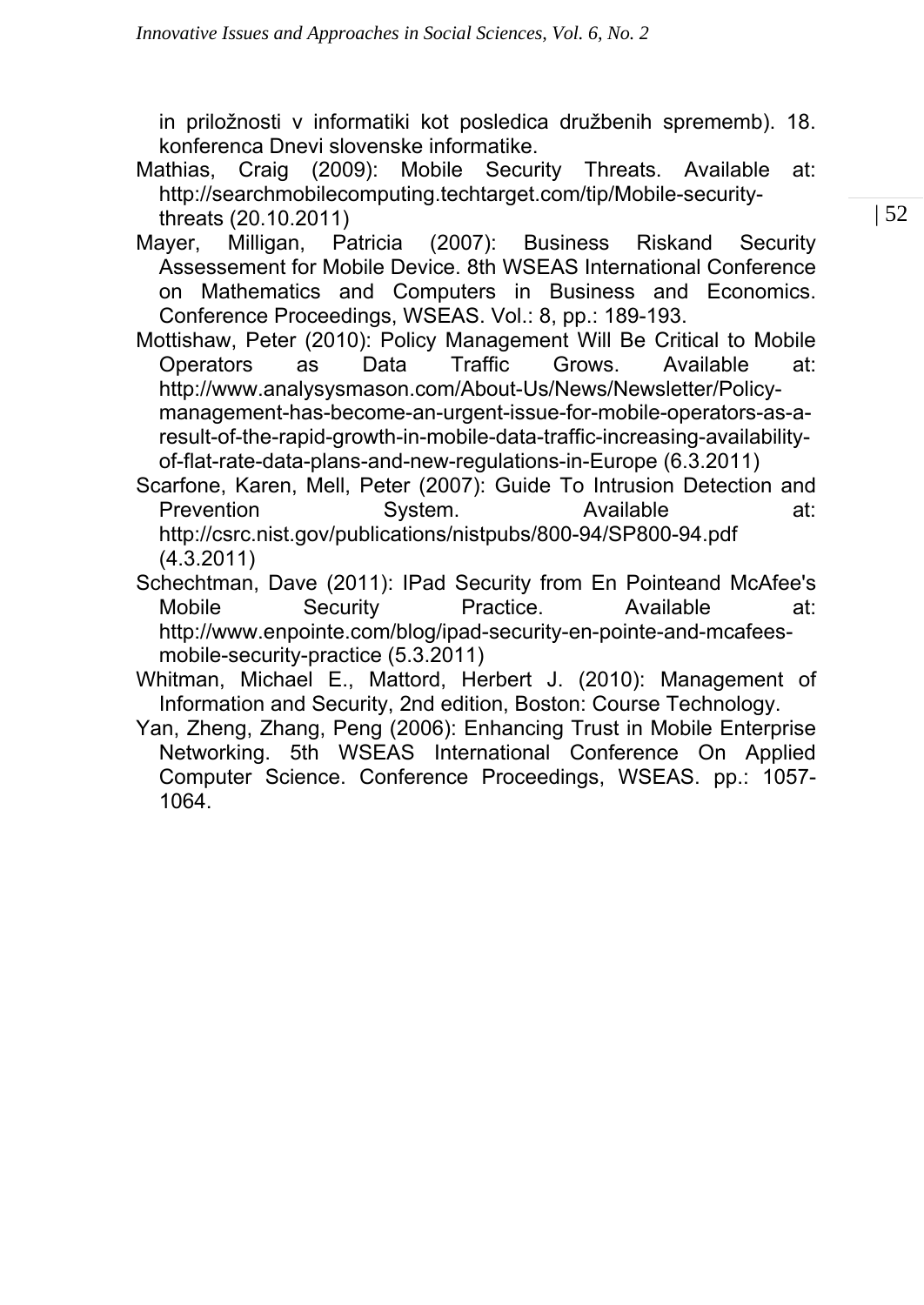in priložnosti v informatiki kot posledica družbenih sprememb). 18. konferenca Dnevi slovenske informatike.

Mathias, Craig (2009): Mobile Security Threats. Available at: http://searchmobilecomputing.techtarget.com/tip/Mobile-security-threats (20.10.2011)

Mayer, Milligan, Patricia (2007): Business Riskand Security Assessement for Mobile Device. 8th WSEAS International Conference on Mathematics and Computers in Business and Economics. Conference Proceedings, WSEAS. Vol.: 8, pp.: 189-193.

Mottishaw, Peter (2010): Policy Management Will Be Critical to Mobile Operators as Data Traffic Grows. Available at: http://www.analysysmason.com/About-Us/News/Newsletter/Policy-management-has-become-an-urgent-issue-for-mobile-operators-as-a-result-of-the-rapid-growth-in-mobile-data-traffic-increasing-availability-of-flat-rate-data-plans-and-new-regulations-in-Europe (6.3.2011)

Scarfone, Karen, Mell, Peter (2007): Guide To Intrusion Detection and Prevention System. Available at: http://csrc.nist.gov/publications/nistpubs/800-94/SP800-94.pdf (4.3.2011)

Schechtman, Dave (2011): IPad Security from En Pointeand McAfee's Mobile Security Practice. Available at: http://www.enpointe.com/blog/ipad-security-en-pointe-and-mcafees-mobile-security-practice (5.3.2011)

Whitman, Michael E., Mattord, Herbert J. (2010): Management of Information and Security, 2nd edition, Boston: Course Technology.

Yan, Zheng, Zhang, Peng (2006): Enhancing Trust in Mobile Enterprise Networking. 5th WSEAS International Conference On Applied Computer Science. Conference Proceedings, WSEAS. pp.: 1057-1064.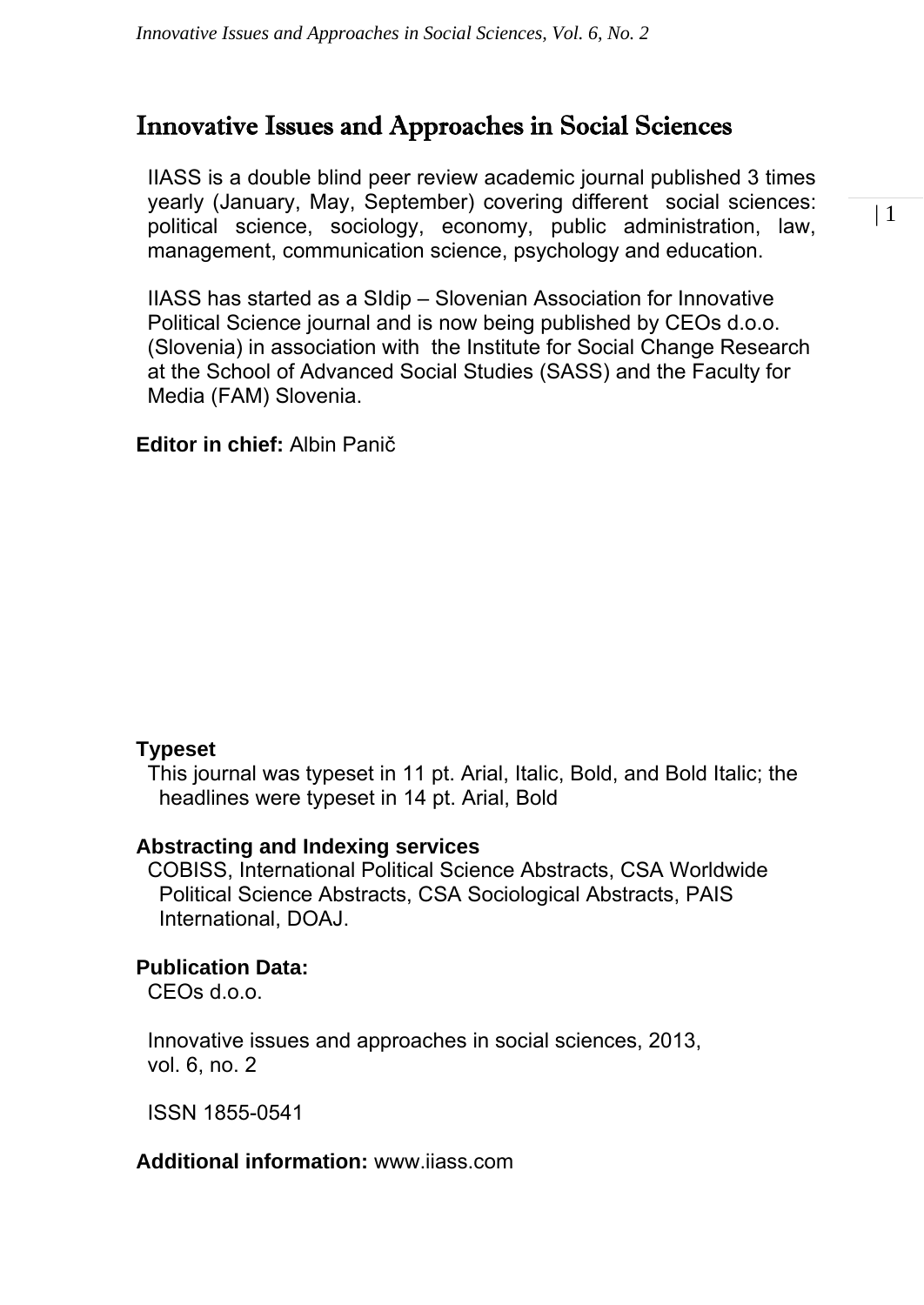# Innovative Issues and Approaches in Social Sciences

IIASS is a double blind peer review academic journal published 3 times yearly (January, May, September) covering different social sciences: political science, sociology, economy, public administration, law, management, communication science, psychology and education.

IIASS has started as a SIdip – Slovenian Association for Innovative Political Science journal and is now being published by CEOs d.o.o. (Slovenia) in association with the Institute for Social Change Research at the School of Advanced Social Studies (SASS) and the Faculty for Media (FAM) Slovenia.

**Editor in chief:** Albin Panič

**Typeset**

This journal was typeset in 11 pt. Arial, Italic, Bold, and Bold Italic; the headlines were typeset in 14 pt. Arial, Bold

**Abstracting and Indexing services**

COBISS, International Political Science Abstracts, CSA Worldwide Political Science Abstracts, CSA Sociological Abstracts, PAIS International, DOAJ.

**Publication Data:**

CEOs d.o.o.

Innovative issues and approaches in social sciences, 2013, vol. 6, no. 2

ISSN 1855-0541

**Additional information:** www.iiass.com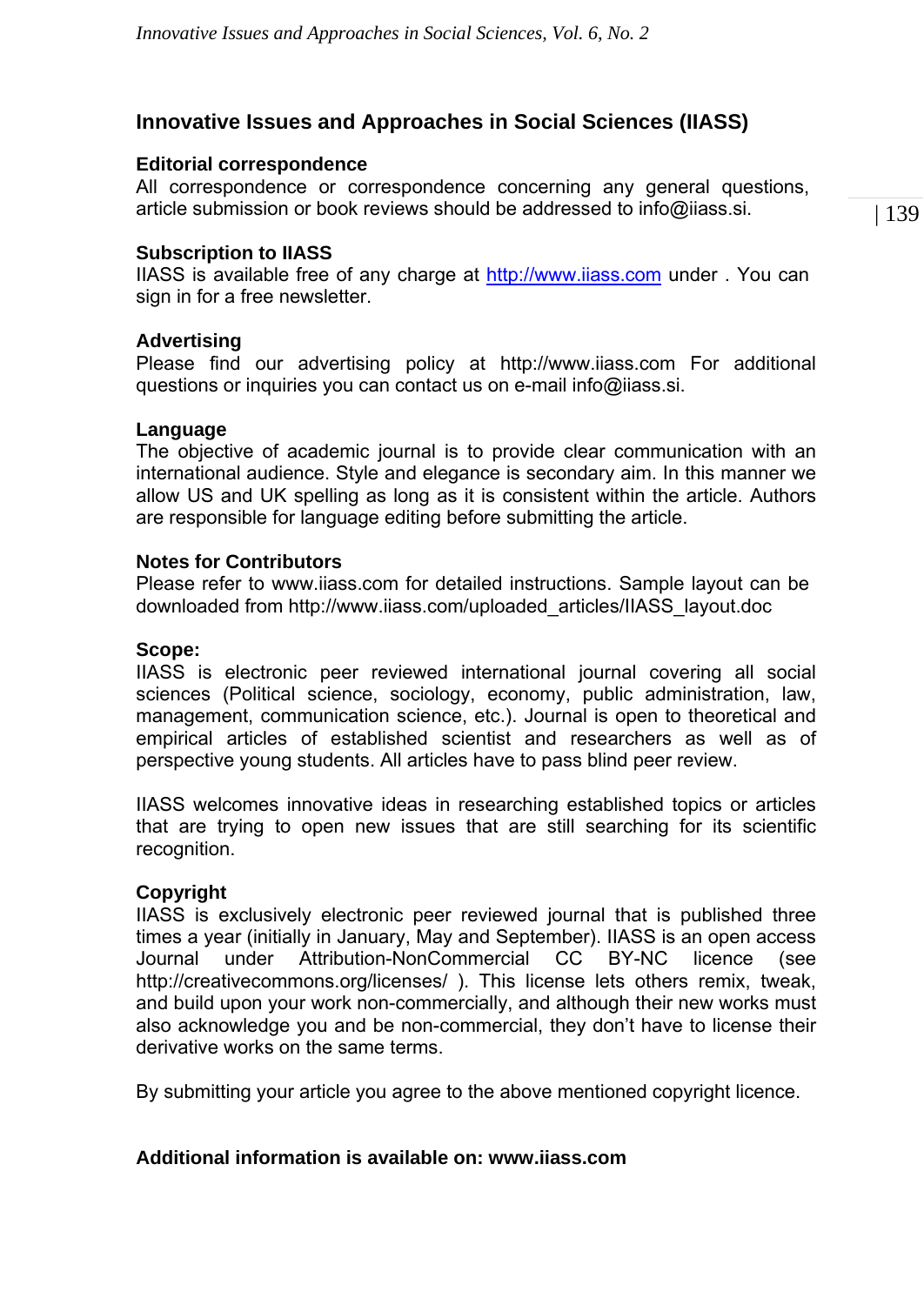# Innovative Issues and Approaches in Social Sciences (IIASS)

**Editorial correspondence**

All correspondence or correspondence concerning any general questions, article submission or book reviews should be addressed to info@iiass.si.

**Subscription to IIASS**

IIASS is available free of any charge at http://www.iiass.com under . You can sign in for a free newsletter.

**Advertising**

Please find our advertising policy at http://www.iiass.com For additional questions or inquiries you can contact us on e-mail info@iiass.si.

**Language**

The objective of academic journal is to provide clear communication with an international audience. Style and elegance is secondary aim. In this manner we allow US and UK spelling as long as it is consistent within the article. Authors are responsible for language editing before submitting the article.

**Notes for Contributors**

Please refer to www.iiass.com for detailed instructions. Sample layout can be downloaded from http://www.iiass.com/uploaded_articles/IIASS_layout.doc

**Scope:**

IIASS is electronic peer reviewed international journal covering all social sciences (Political science, sociology, economy, public administration, law, management, communication science, etc.). Journal is open to theoretical and empirical articles of established scientist and researchers as well as of perspective young students. All articles have to pass blind peer review.

IIASS welcomes innovative ideas in researching established topics or articles that are trying to open new issues that are still searching for its scientific recognition.

**Copyright**

IIASS is exclusively electronic peer reviewed journal that is published three times a year (initially in January, May and September). IIASS is an open access Journal under Attribution-NonCommercial CC BY-NC licence (see http://creativecommons.org/licenses/ ). This license lets others remix, tweak, and build upon your work non-commercially, and although their new works must also acknowledge you and be non-commercial, they don't have to license their derivative works on the same terms.

By submitting your article you agree to the above mentioned copyright licence.

**Additional information is available on: www.iiass.com**